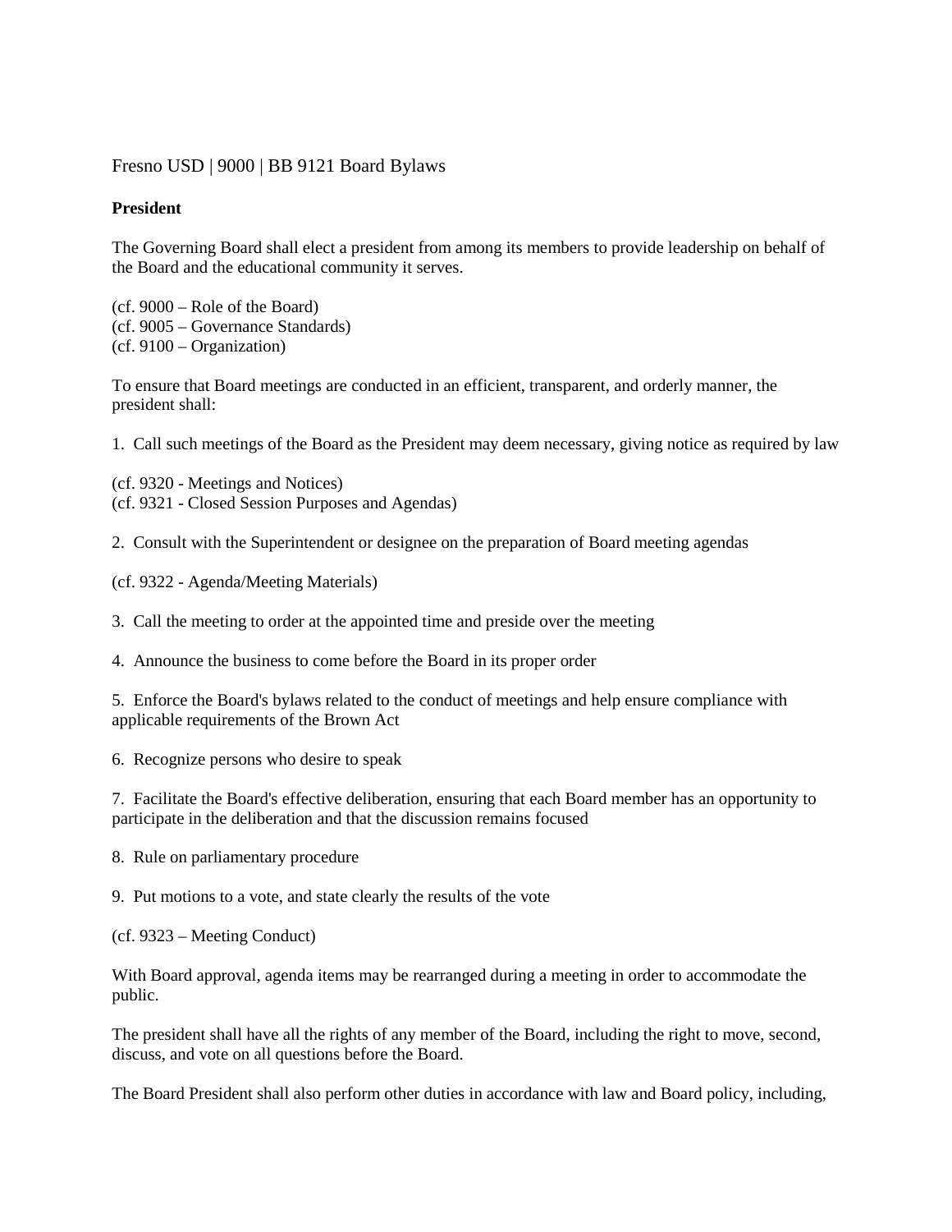Fresno USD | 9000 | BB 9121 Board Bylaws

**President**

The Governing Board shall elect a president from among its members to provide leadership on behalf of the Board and the educational community it serves.

(cf. 9000 – Role of the Board)
(cf. 9005 – Governance Standards)
(cf. 9100 – Organization)

To ensure that Board meetings are conducted in an efficient, transparent, and orderly manner, the president shall:

1. Call such meetings of the Board as the President may deem necessary, giving notice as required by law

(cf. 9320 - Meetings and Notices)
(cf. 9321 - Closed Session Purposes and Agendas)

2. Consult with the Superintendent or designee on the preparation of Board meeting agendas

(cf. 9322 - Agenda/Meeting Materials)

3. Call the meeting to order at the appointed time and preside over the meeting

4. Announce the business to come before the Board in its proper order

5. Enforce the Board's bylaws related to the conduct of meetings and help ensure compliance with applicable requirements of the Brown Act

6. Recognize persons who desire to speak

7. Facilitate the Board's effective deliberation, ensuring that each Board member has an opportunity to participate in the deliberation and that the discussion remains focused

8. Rule on parliamentary procedure

9. Put motions to a vote, and state clearly the results of the vote

(cf. 9323 – Meeting Conduct)

With Board approval, agenda items may be rearranged during a meeting in order to accommodate the public.

The president shall have all the rights of any member of the Board, including the right to move, second, discuss, and vote on all questions before the Board.

The Board President shall also perform other duties in accordance with law and Board policy, including,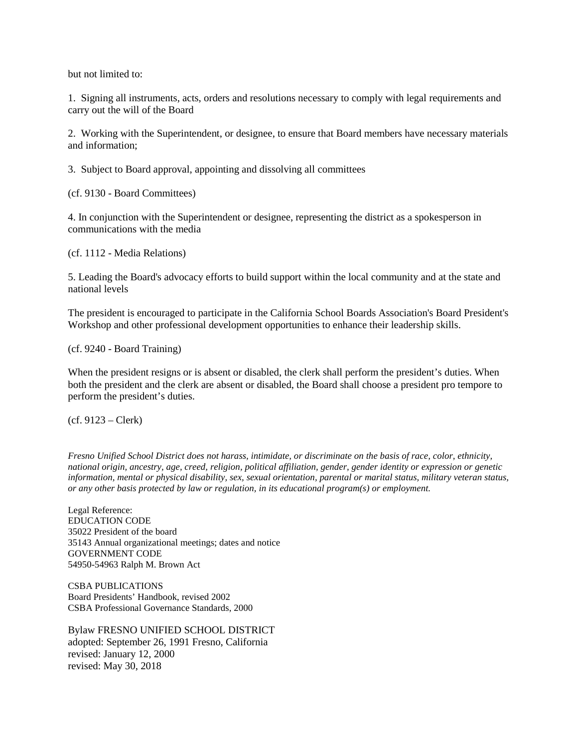but not limited to:

1. Signing all instruments, acts, orders and resolutions necessary to comply with legal requirements and carry out the will of the Board

2. Working with the Superintendent, or designee, to ensure that Board members have necessary materials and information;

3. Subject to Board approval, appointing and dissolving all committees

(cf. 9130 - Board Committees)

4. In conjunction with the Superintendent or designee, representing the district as a spokesperson in communications with the media

(cf. 1112 - Media Relations)

5. Leading the Board's advocacy efforts to build support within the local community and at the state and national levels

The president is encouraged to participate in the California School Boards Association's Board President's Workshop and other professional development opportunities to enhance their leadership skills.

(cf. 9240 - Board Training)

When the president resigns or is absent or disabled, the clerk shall perform the president's duties. When both the president and the clerk are absent or disabled, the Board shall choose a president pro tempore to perform the president's duties.

(cf. 9123 – Clerk)

*Fresno Unified School District does not harass, intimidate, or discriminate on the basis of race, color, ethnicity, national origin, ancestry, age, creed, religion, political affiliation, gender, gender identity or expression or genetic information, mental or physical disability, sex, sexual orientation, parental or marital status, military veteran status, or any other basis protected by law or regulation, in its educational program(s) or employment.*

Legal Reference:
EDUCATION CODE
35022 President of the board
35143 Annual organizational meetings; dates and notice
GOVERNMENT CODE
54950-54963 Ralph M. Brown Act

CSBA PUBLICATIONS
Board Presidents' Handbook, revised 2002
CSBA Professional Governance Standards, 2000

Bylaw FRESNO UNIFIED SCHOOL DISTRICT
adopted: September 26, 1991 Fresno, California
revised: January 12, 2000
revised: May 30, 2018